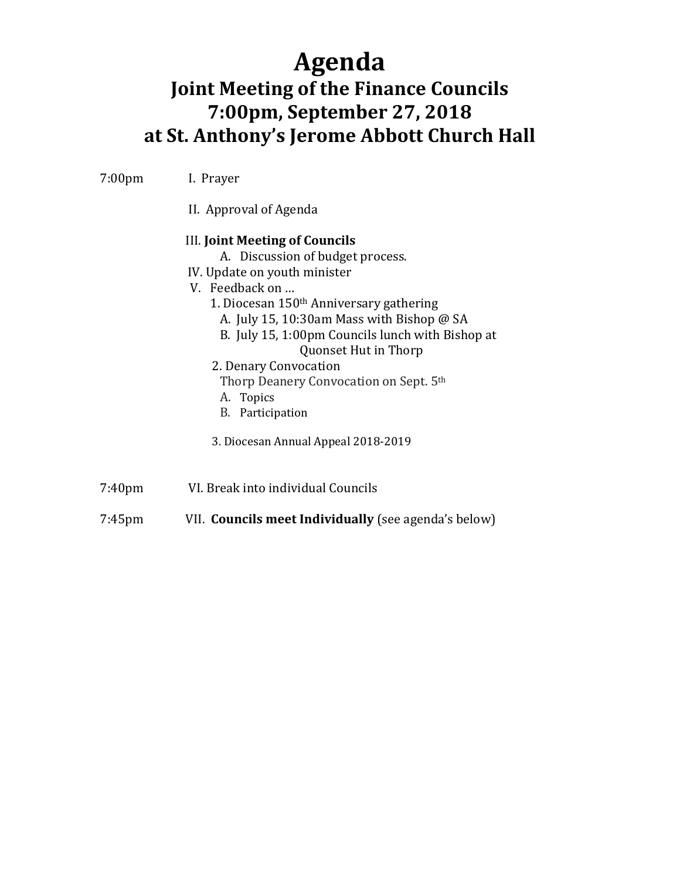# Agenda

## Joint Meeting of the Finance Councils
## 7:00pm, September 27, 2018
## at St. Anthony's Jerome Abbott Church Hall

7:00pm I. Prayer

II. Approval of Agenda

III. **Joint Meeting of Councils**

- A. Discussion of budget process.

IV. Update on youth minister

V. Feedback on …

1. Diocesan 150th Anniversary gathering
   - A. July 15, 10:30am Mass with Bishop @ SA
   - B. July 15, 1:00pm Councils lunch with Bishop at Quonset Hut in Thorp
2. Denary Convocation
   Thorp Deanery Convocation on Sept. 5th
   - A. Topics
   - B. Participation
3. Diocesan Annual Appeal 2018-2019

7:40pm VI. Break into individual Councils

7:45pm VII. **Councils meet Individually** (see agenda's below)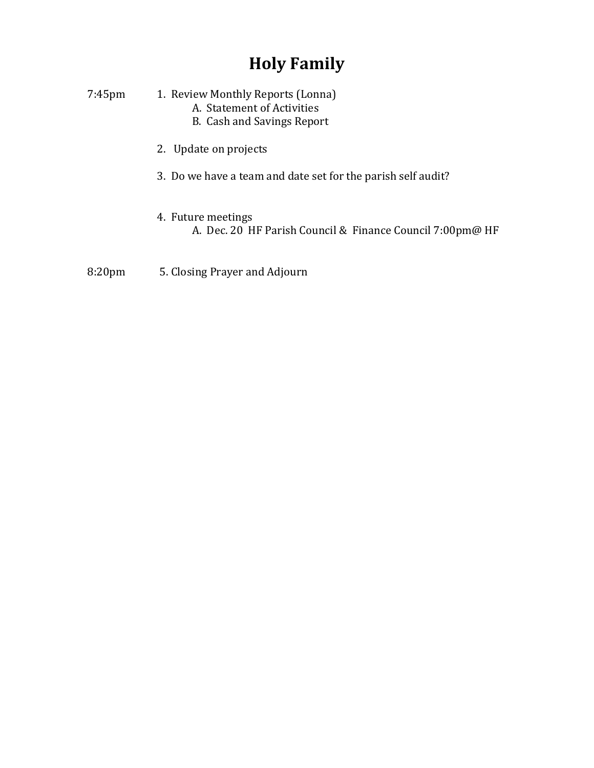# Holy Family

7:45pm

1. Review Monthly Reports (Lonna)
   - A. Statement of Activities
   - B. Cash and Savings Report

2. Update on projects

3. Do we have a team and date set for the parish self audit?

4. Future meetings
   - A. Dec. 20 HF Parish Council & Finance Council 7:00pm@ HF

8:20pm

5. Closing Prayer and Adjourn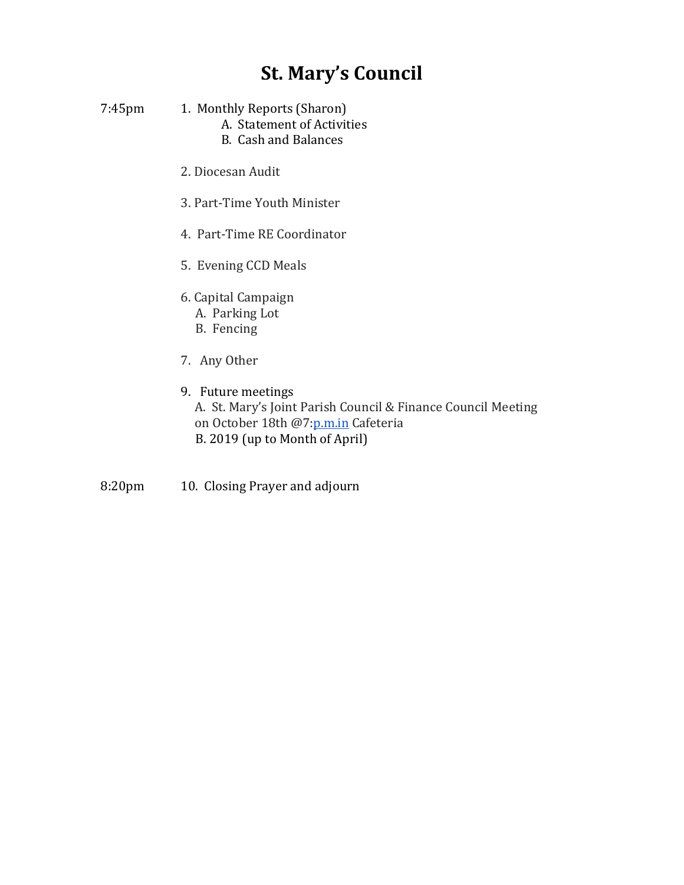# St. Mary's Council

7:45pm

1. Monthly Reports (Sharon)
   A. Statement of Activities
   B. Cash and Balances

2. Diocesan Audit

3. Part-Time Youth Minister

4. Part-Time RE Coordinator

5. Evening CCD Meals

6. Capital Campaign
   A. Parking Lot
   B. Fencing

7. Any Other

9. Future meetings
   A. St. Mary's Joint Parish Council & Finance Council Meeting on October 18th @7:p.m.in Cafeteria
   B. 2019 (up to Month of April)

8:20pm

10. Closing Prayer and adjourn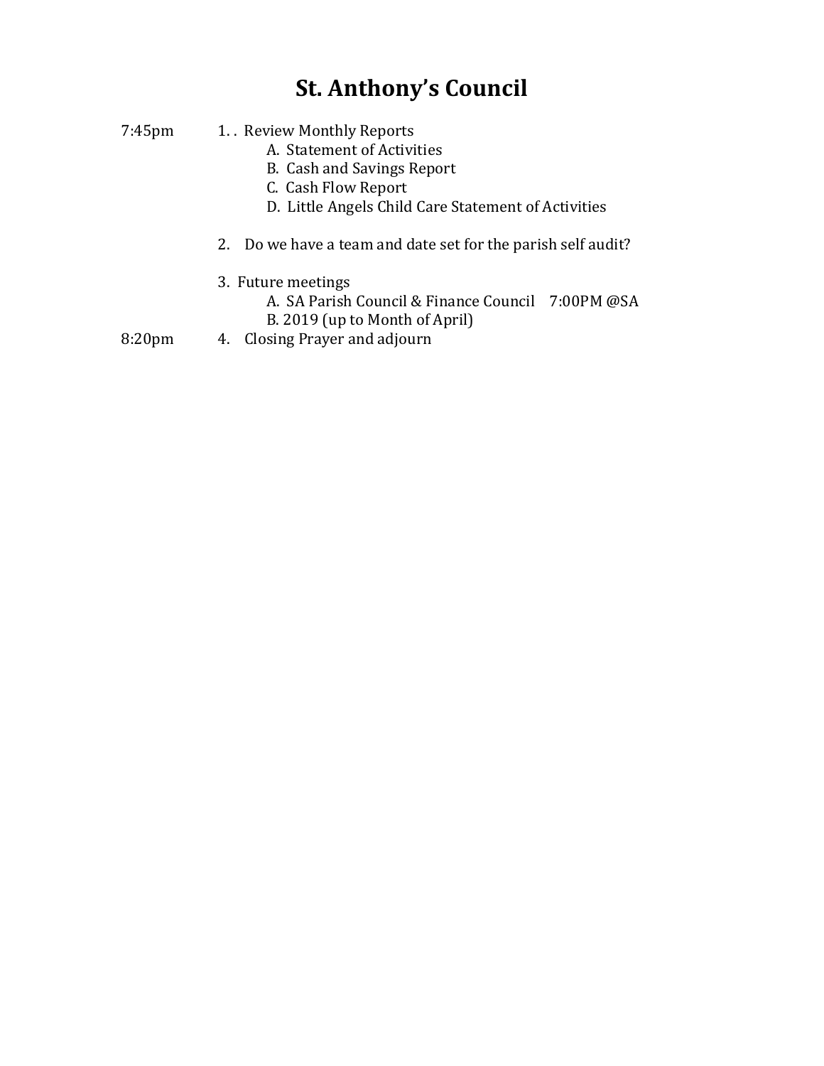# St. Anthony's Council

7:45pm 1. . Review Monthly Reports

- A. Statement of Activities
- B. Cash and Savings Report
- C. Cash Flow Report
- D. Little Angels Child Care Statement of Activities

2. Do we have a team and date set for the parish self audit?

3. Future meetings

- A. SA Parish Council & Finance Council 7:00PM @SA
- B. 2019 (up to Month of April)

8:20pm 4. Closing Prayer and adjourn